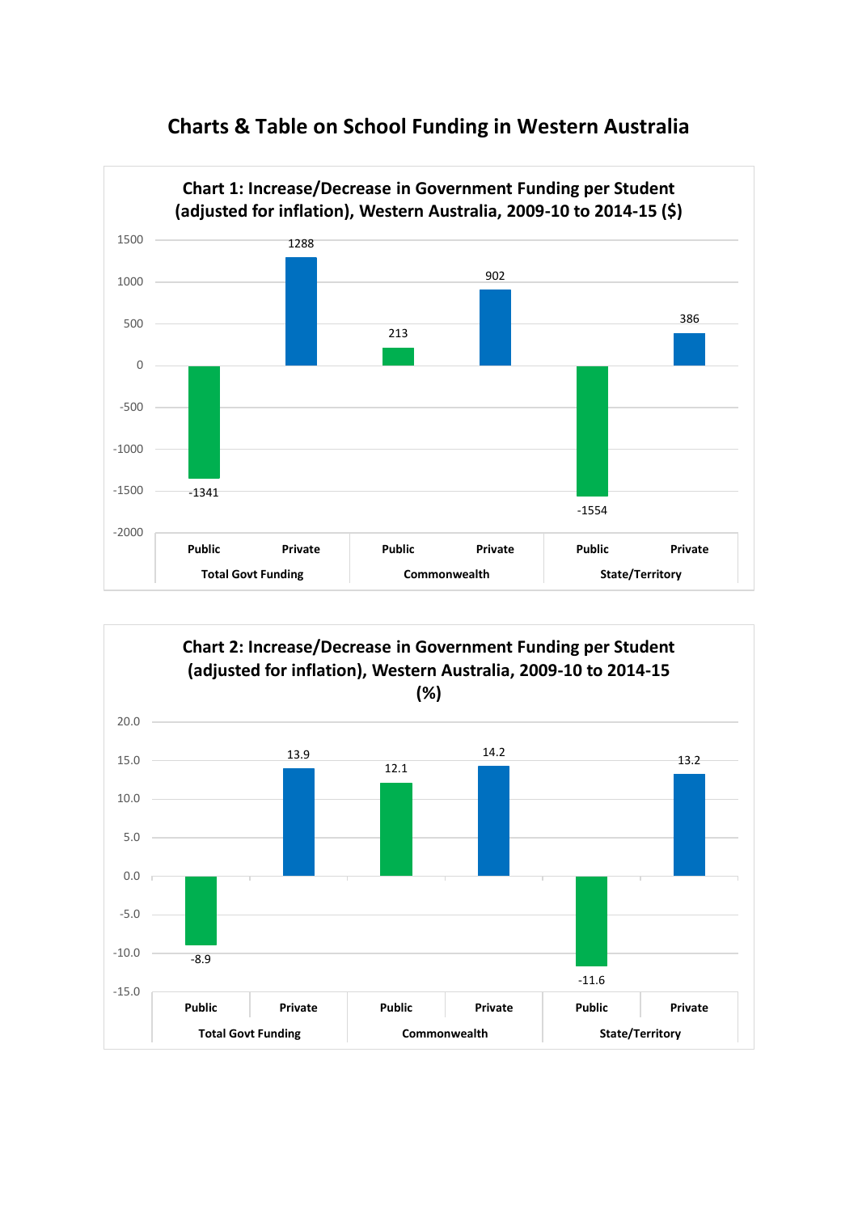# Charts & Table on School Funding in Western Australia

**Chart 1: Increase/Decrease in Government Funding per Student (adjusted for inflation), Western Australia, 2009-10 to 2014-15 ($)**

| | Total Govt Funding | | Commonwealth | | State/Territory | |
|---|---|---|---|---|---|---|
| | Public | Private | Public | Private | Public | Private |
| $ | -1341 | 1288 | 213 | 902 | -1554 | 386 |

**Chart 2: Increase/Decrease in Government Funding per Student (adjusted for inflation), Western Australia, 2009-10 to 2014-15 (%)**

| | Total Govt Funding | | Commonwealth | | State/Territory | |
|---|---|---|---|---|---|---|
| | Public | Private | Public | Private | Public | Private |
| % | -8.9 | 13.9 | 12.1 | 14.2 | -11.6 | 13.2 |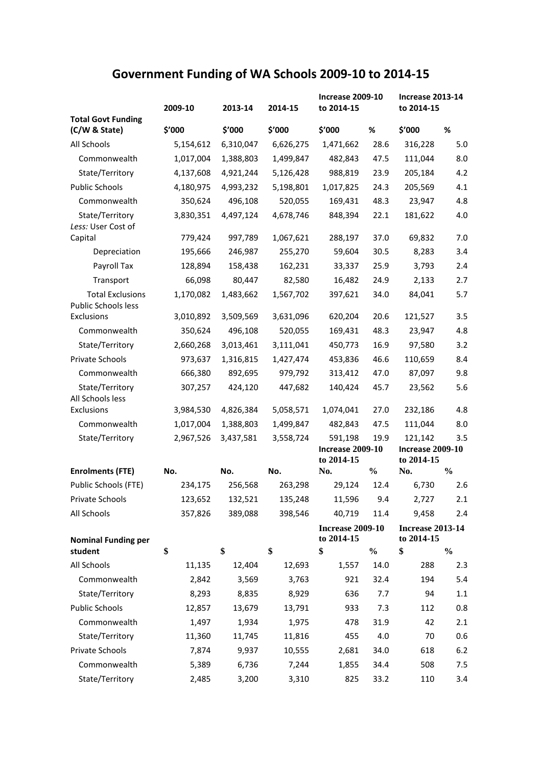# Government Funding of WA Schools 2009-10 to 2014-15

| Total Govt Funding (C/W & State) | 2009-10 | 2013-14 | 2014-15 | Increase 2009-10 to 2014-15 | | Increase 2013-14 to 2014-15 | |
|---|---|---|---|---|---|---|---|
| | $'000 | $'000 | $'000 | $'000 | % | $'000 | % |
| All Schools | 5,154,612 | 6,310,047 | 6,626,275 | 1,471,662 | 28.6 | 316,228 | 5.0 |
| Commonwealth | 1,017,004 | 1,388,803 | 1,499,847 | 482,843 | 47.5 | 111,044 | 8.0 |
| State/Territory | 4,137,608 | 4,921,244 | 5,126,428 | 988,819 | 23.9 | 205,184 | 4.2 |
| Public Schools | 4,180,975 | 4,993,232 | 5,198,801 | 1,017,825 | 24.3 | 205,569 | 4.1 |
| Commonwealth | 350,624 | 496,108 | 520,055 | 169,431 | 48.3 | 23,947 | 4.8 |
| State/Territory | 3,830,351 | 4,497,124 | 4,678,746 | 848,394 | 22.1 | 181,622 | 4.0 |
| *Less:* User Cost of Capital | 779,424 | 997,789 | 1,067,621 | 288,197 | 37.0 | 69,832 | 7.0 |
| Depreciation | 195,666 | 246,987 | 255,270 | 59,604 | 30.5 | 8,283 | 3.4 |
| Payroll Tax | 128,894 | 158,438 | 162,231 | 33,337 | 25.9 | 3,793 | 2.4 |
| Transport | 66,098 | 80,447 | 82,580 | 16,482 | 24.9 | 2,133 | 2.7 |
| Total Exclusions | 1,170,082 | 1,483,662 | 1,567,702 | 397,621 | 34.0 | 84,041 | 5.7 |
| Public Schools less Exclusions | 3,010,892 | 3,509,569 | 3,631,096 | 620,204 | 20.6 | 121,527 | 3.5 |
| Commonwealth | 350,624 | 496,108 | 520,055 | 169,431 | 48.3 | 23,947 | 4.8 |
| State/Territory | 2,660,268 | 3,013,461 | 3,111,041 | 450,773 | 16.9 | 97,580 | 3.2 |
| Private Schools | 973,637 | 1,316,815 | 1,427,474 | 453,836 | 46.6 | 110,659 | 8.4 |
| Commonwealth | 666,380 | 892,695 | 979,792 | 313,412 | 47.0 | 87,097 | 9.8 |
| State/Territory | 307,257 | 424,120 | 447,682 | 140,424 | 45.7 | 23,562 | 5.6 |
| All Schools less Exclusions | 3,984,530 | 4,826,384 | 5,058,571 | 1,074,041 | 27.0 | 232,186 | 4.8 |
| Commonwealth | 1,017,004 | 1,388,803 | 1,499,847 | 482,843 | 47.5 | 111,044 | 8.0 |
| State/Territory | 2,967,526 | 3,437,581 | 3,558,724 | 591,198 | 19.9 | 121,142 | 3.5 |

| Enrolments (FTE) | | | | Increase 2009-10 to 2014-15 | | Increase 2009-10 to 2014-15 | |
|---|---|---|---|---|---|---|---|
| | No. | No. | No. | No. | % | No. | % |
| Public Schools (FTE) | 234,175 | 256,568 | 263,298 | 29,124 | 12.4 | 6,730 | 2.6 |
| Private Schools | 123,652 | 132,521 | 135,248 | 11,596 | 9.4 | 2,727 | 2.1 |
| All Schools | 357,826 | 389,088 | 398,546 | 40,719 | 11.4 | 9,458 | 2.4 |

| Nominal Funding per student | | | | Increase 2009-10 to 2014-15 | | Increase 2013-14 to 2014-15 | |
|---|---|---|---|---|---|---|---|
| | $ | $ | $ | $ | % | $ | % |
| All Schools | 11,135 | 12,404 | 12,693 | 1,557 | 14.0 | 288 | 2.3 |
| Commonwealth | 2,842 | 3,569 | 3,763 | 921 | 32.4 | 194 | 5.4 |
| State/Territory | 8,293 | 8,835 | 8,929 | 636 | 7.7 | 94 | 1.1 |
| Public Schools | 12,857 | 13,679 | 13,791 | 933 | 7.3 | 112 | 0.8 |
| Commonwealth | 1,497 | 1,934 | 1,975 | 478 | 31.9 | 42 | 2.1 |
| State/Territory | 11,360 | 11,745 | 11,816 | 455 | 4.0 | 70 | 0.6 |
| Private Schools | 7,874 | 9,937 | 10,555 | 2,681 | 34.0 | 618 | 6.2 |
| Commonwealth | 5,389 | 6,736 | 7,244 | 1,855 | 34.4 | 508 | 7.5 |
| State/Territory | 2,485 | 3,200 | 3,310 | 825 | 33.2 | 110 | 3.4 |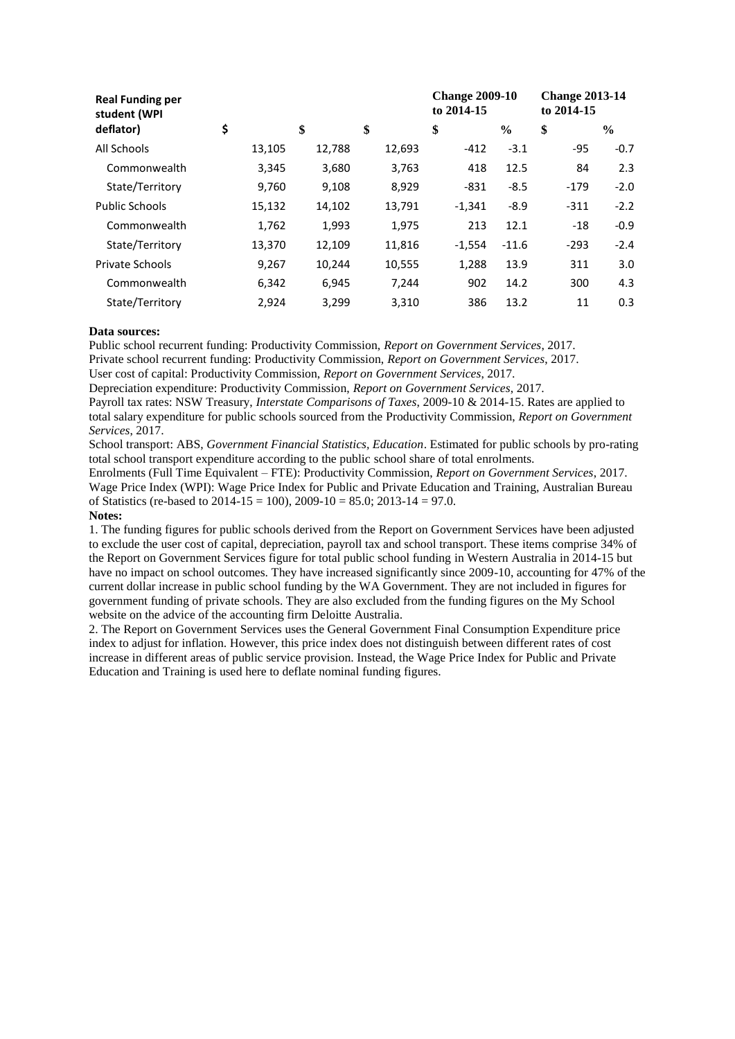| Real Funding per student (WPI deflator) | | | | Change 2009-10 to 2014-15 | | Change 2013-14 to 2014-15 | |
|---|---|---|---|---|---|---|---|
| | $ | $ | $ | $ | % | $ | % |
| All Schools | 13,105 | 12,788 | 12,693 | -412 | -3.1 | -95 | -0.7 |
| Commonwealth | 3,345 | 3,680 | 3,763 | 418 | 12.5 | 84 | 2.3 |
| State/Territory | 9,760 | 9,108 | 8,929 | -831 | -8.5 | -179 | -2.0 |
| Public Schools | 15,132 | 14,102 | 13,791 | -1,341 | -8.9 | -311 | -2.2 |
| Commonwealth | 1,762 | 1,993 | 1,975 | 213 | 12.1 | -18 | -0.9 |
| State/Territory | 13,370 | 12,109 | 11,816 | -1,554 | -11.6 | -293 | -2.4 |
| Private Schools | 9,267 | 10,244 | 10,555 | 1,288 | 13.9 | 311 | 3.0 |
| Commonwealth | 6,342 | 6,945 | 7,244 | 902 | 14.2 | 300 | 4.3 |
| State/Territory | 2,924 | 3,299 | 3,310 | 386 | 13.2 | 11 | 0.3 |

**Data sources:**

Public school recurrent funding: Productivity Commission, *Report on Government Services*, 2017.
Private school recurrent funding: Productivity Commission, *Report on Government Services*, 2017.
User cost of capital: Productivity Commission, *Report on Government Services*, 2017.
Depreciation expenditure: Productivity Commission, *Report on Government Services*, 2017.
Payroll tax rates: NSW Treasury, *Interstate Comparisons of Taxes*, 2009-10 & 2014-15. Rates are applied to total salary expenditure for public schools sourced from the Productivity Commission, *Report on Government Services*, 2017.
School transport: ABS, *Government Financial Statistics, Education*. Estimated for public schools by pro-rating total school transport expenditure according to the public school share of total enrolments.
Enrolments (Full Time Equivalent – FTE): Productivity Commission, *Report on Government Services*, 2017.
Wage Price Index (WPI): Wage Price Index for Public and Private Education and Training, Australian Bureau of Statistics (re-based to 2014-15 = 100), 2009-10 = 85.0; 2013-14 = 97.0.

**Notes:**

1. The funding figures for public schools derived from the Report on Government Services have been adjusted to exclude the user cost of capital, depreciation, payroll tax and school transport. These items comprise 34% of the Report on Government Services figure for total public school funding in Western Australia in 2014-15 but have no impact on school outcomes. They have increased significantly since 2009-10, accounting for 47% of the current dollar increase in public school funding by the WA Government. They are not included in figures for government funding of private schools. They are also excluded from the funding figures on the My School website on the advice of the accounting firm Deloitte Australia.
2. The Report on Government Services uses the General Government Final Consumption Expenditure price index to adjust for inflation. However, this price index does not distinguish between different rates of cost increase in different areas of public service provision. Instead, the Wage Price Index for Public and Private Education and Training is used here to deflate nominal funding figures.